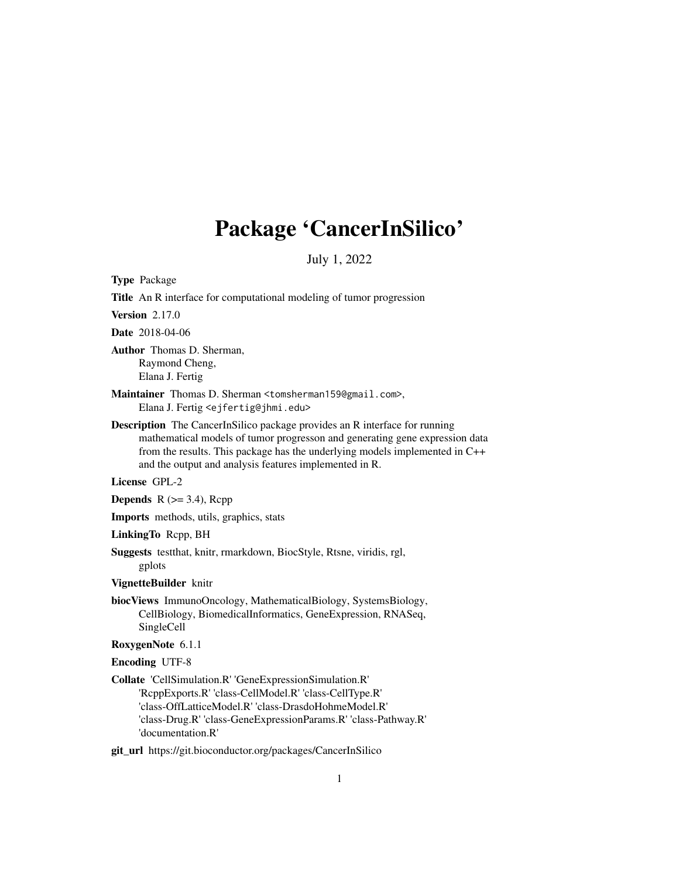# Package 'CancerInSilico'

July 1, 2022

**Type** Package

**Title** An R interface for computational modeling of tumor progression

**Version** 2.17.0

**Date** 2018-04-06

**Author** Thomas D. Sherman,
Raymond Cheng,
Elana J. Fertig

**Maintainer** Thomas D. Sherman <tomsherman159@gmail.com>,
Elana J. Fertig <ejfertig@jhmi.edu>

**Description** The CancerInSilico package provides an R interface for running mathematical models of tumor progresson and generating gene expression data from the results. This package has the underlying models implemented in C++ and the output and analysis features implemented in R.

**License** GPL-2

**Depends** R (>= 3.4), Rcpp

**Imports** methods, utils, graphics, stats

**LinkingTo** Rcpp, BH

**Suggests** testthat, knitr, rmarkdown, BiocStyle, Rtsne, viridis, rgl, gplots

**VignetteBuilder** knitr

**biocViews** ImmunoOncology, MathematicalBiology, SystemsBiology, CellBiology, BiomedicalInformatics, GeneExpression, RNASeq, SingleCell

**RoxygenNote** 6.1.1

**Encoding** UTF-8

**Collate** 'CellSimulation.R' 'GeneExpressionSimulation.R' 'RcppExports.R' 'class-CellModel.R' 'class-CellType.R' 'class-OffLatticeModel.R' 'class-DrasdoHohmeModel.R' 'class-Drug.R' 'class-GeneExpressionParams.R' 'class-Pathway.R' 'documentation.R'

**git_url** https://git.bioconductor.org/packages/CancerInSilico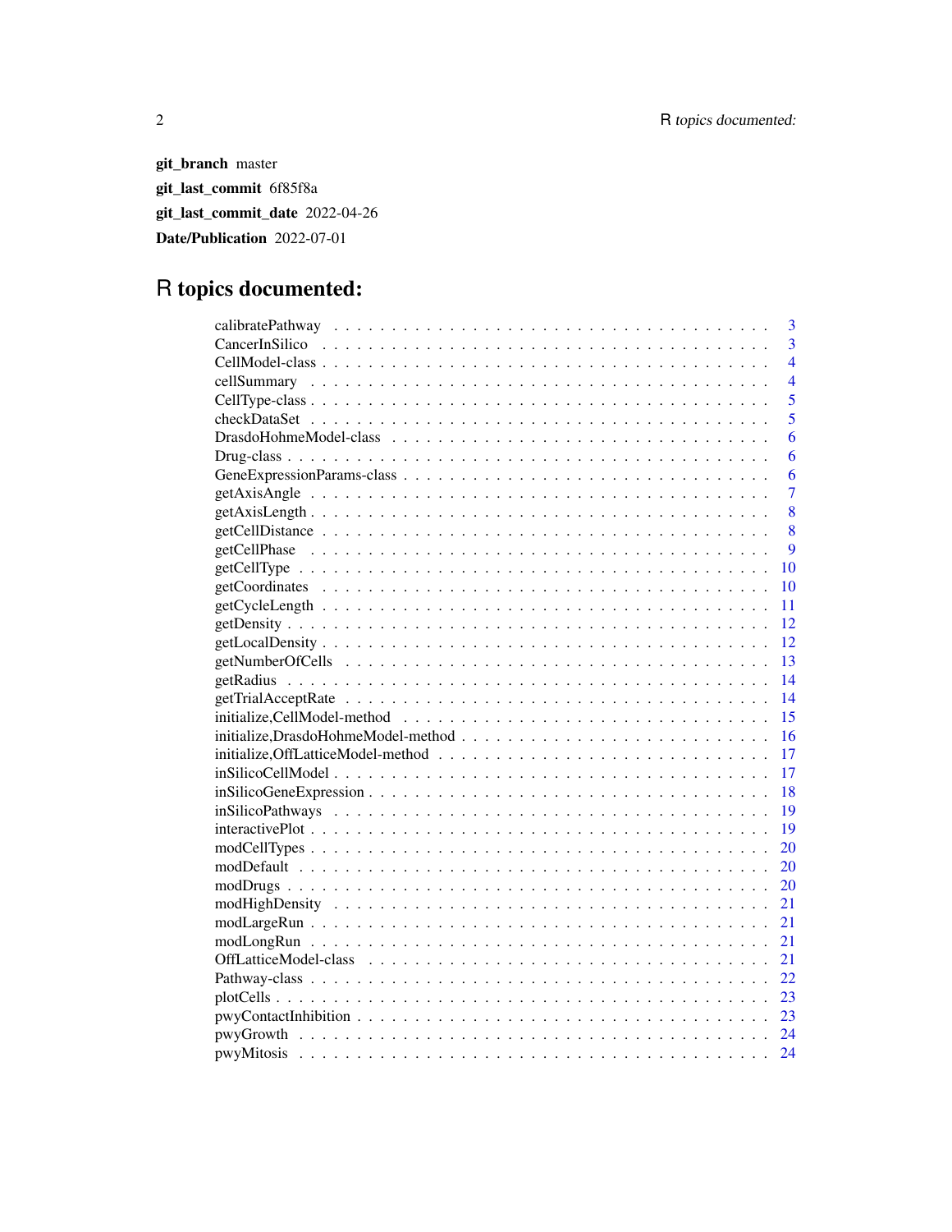**git_branch** master

**git_last_commit** 6f85f8a

**git_last_commit_date** 2022-04-26

**Date/Publication** 2022-07-01

# R topics documented:

| | |
|---|---|
| calibratePathway | 3 |
| CancerInSilico | 3 |
| CellModel-class | 4 |
| cellSummary | 4 |
| CellType-class | 5 |
| checkDataSet | 5 |
| DrasdoHohmeModel-class | 6 |
| Drug-class | 6 |
| GeneExpressionParams-class | 6 |
| getAxisAngle | 7 |
| getAxisLength | 8 |
| getCellDistance | 8 |
| getCellPhase | 9 |
| getCellType | 10 |
| getCoordinates | 10 |
| getCycleLength | 11 |
| getDensity | 12 |
| getLocalDensity | 12 |
| getNumberOfCells | 13 |
| getRadius | 14 |
| getTrialAcceptRate | 14 |
| initialize,CellModel-method | 15 |
| initialize,DrasdoHohmeModel-method | 16 |
| initialize,OffLatticeModel-method | 17 |
| inSilicoCellModel | 17 |
| inSilicoGeneExpression | 18 |
| inSilicoPathways | 19 |
| interactivePlot | 19 |
| modCellTypes | 20 |
| modDefault | 20 |
| modDrugs | 20 |
| modHighDensity | 21 |
| modLargeRun | 21 |
| modLongRun | 21 |
| OffLatticeModel-class | 21 |
| Pathway-class | 22 |
| plotCells | 23 |
| pwyContactInhibition | 23 |
| pwyGrowth | 24 |
| pwyMitosis | 24 |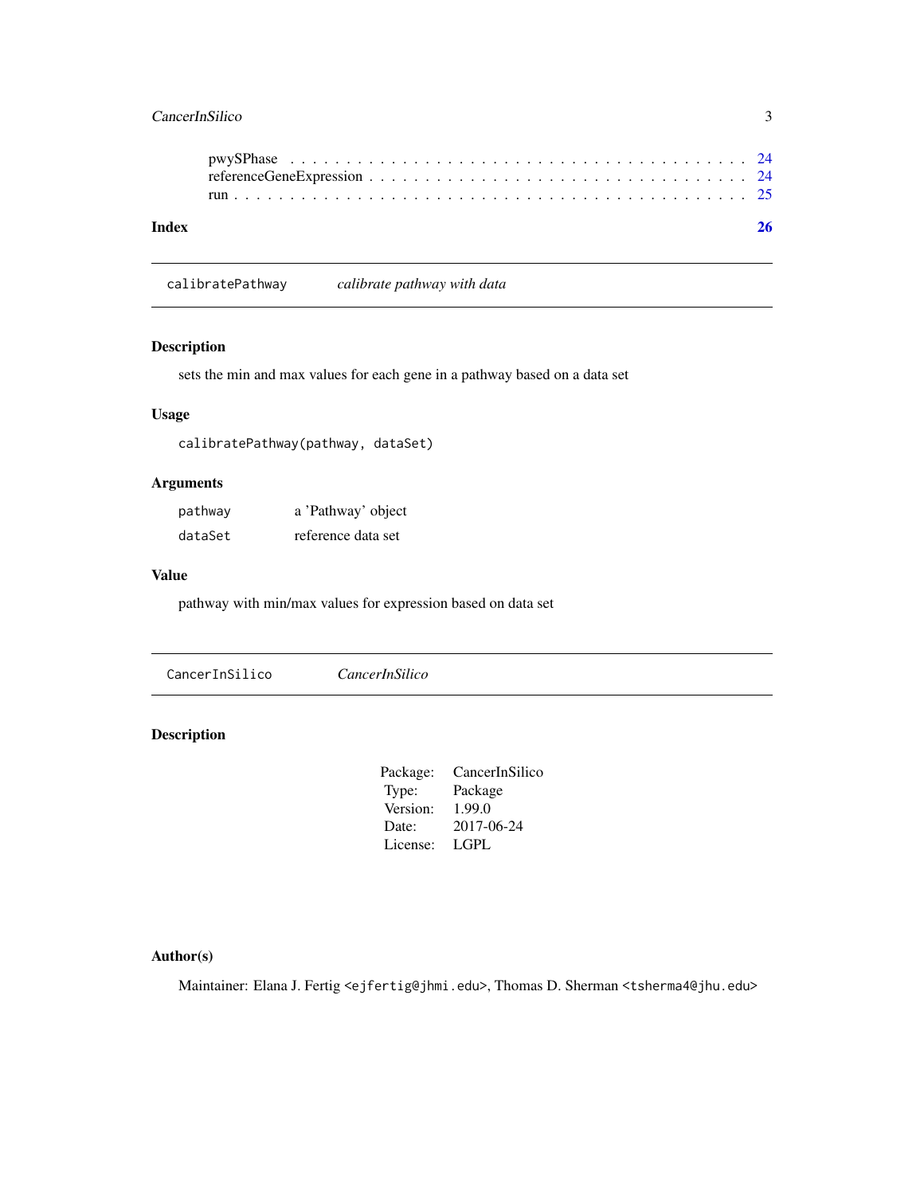pwySPhase . . . . . . . . . . . . . . . . . . . . . . . . . . . . . . . . . . . . . 24
referenceGeneExpression . . . . . . . . . . . . . . . . . . . . . . . . . . . . . . 24
run . . . . . . . . . . . . . . . . . . . . . . . . . . . . . . . . . . . . . . . . . 25

**Index** **26**

---

`calibratePathway` *calibrate pathway with data*

---

## Description

sets the min and max values for each gene in a pathway based on a data set

## Usage

```
calibratePathway(pathway, dataSet)
```

## Arguments

| | |
|---|---|
| `pathway` | a 'Pathway' object |
| `dataSet` | reference data set |

## Value

pathway with min/max values for expression based on data set

---

`CancerInSilico` *CancerInSilico*

---

## Description

| | |
|---|---|
| Package: | CancerInSilico |
| Type: | Package |
| Version: | 1.99.0 |
| Date: | 2017-06-24 |
| License: | LGPL |

## Author(s)

Maintainer: Elana J. Fertig <ejfertig@jhmi.edu>, Thomas D. Sherman <tsherma4@jhu.edu>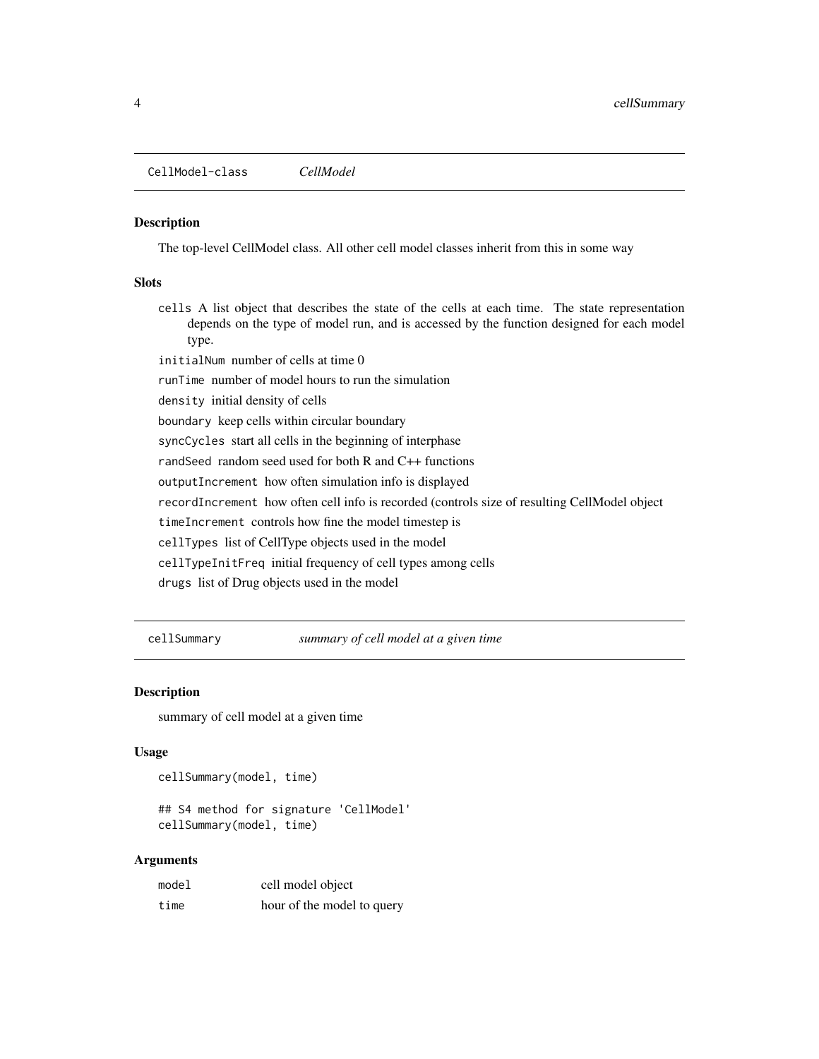## CellModel-class *CellModel*

### Description

The top-level CellModel class. All other cell model classes inherit from this in some way

### Slots

- `cells` A list object that describes the state of the cells at each time. The state representation depends on the type of model run, and is accessed by the function designed for each model type.
- `initialNum` number of cells at time 0
- `runTime` number of model hours to run the simulation
- `density` initial density of cells
- `boundary` keep cells within circular boundary
- `syncCycles` start all cells in the beginning of interphase
- `randSeed` random seed used for both R and C++ functions
- `outputIncrement` how often simulation info is displayed
- `recordIncrement` how often cell info is recorded (controls size of resulting CellModel object
- `timeIncrement` controls how fine the model timestep is
- `cellTypes` list of CellType objects used in the model
- `cellTypeInitFreq` initial frequency of cell types among cells
- `drugs` list of Drug objects used in the model

## cellSummary *summary of cell model at a given time*

### Description

summary of cell model at a given time

### Usage

```
cellSummary(model, time)

## S4 method for signature 'CellModel'
cellSummary(model, time)
```

### Arguments

| | |
|---|---|
| `model` | cell model object |
| `time` | hour of the model to query |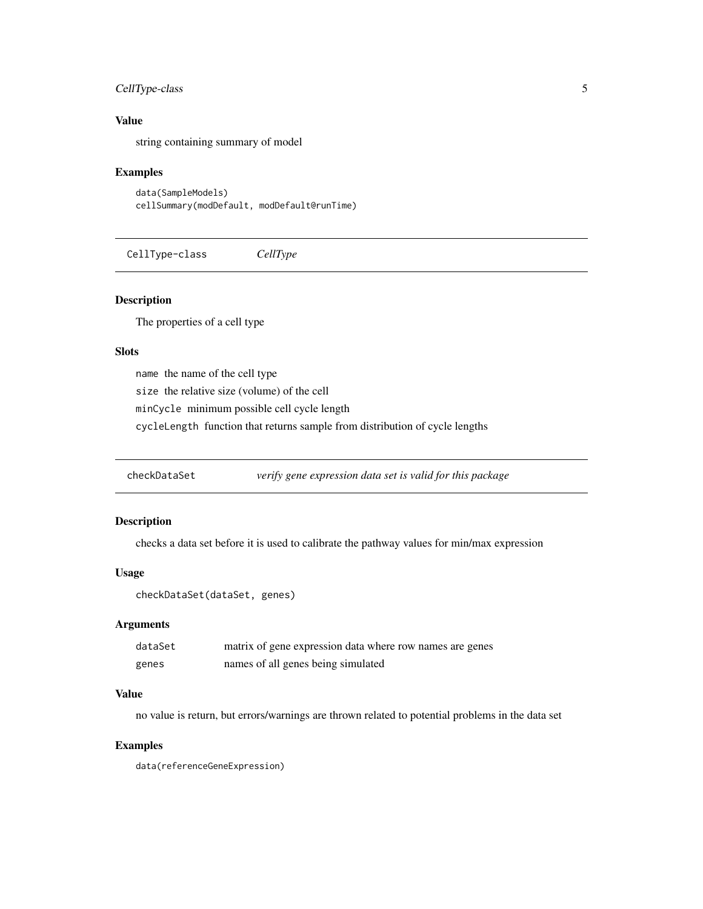### Value

string containing summary of model

### Examples

```
data(SampleModels)
cellSummary(modDefault, modDefault@runTime)
```

---

## CellType-class — *CellType*

### Description

The properties of a cell type

### Slots

`name` the name of the cell type

`size` the relative size (volume) of the cell

`minCycle` minimum possible cell cycle length

`cycleLength` function that returns sample from distribution of cycle lengths

---

## checkDataSet — *verify gene expression data set is valid for this package*

### Description

checks a data set before it is used to calibrate the pathway values for min/max expression

### Usage

```
checkDataSet(dataSet, genes)
```

### Arguments

| | |
|---|---|
| `dataSet` | matrix of gene expression data where row names are genes |
| `genes` | names of all genes being simulated |

### Value

no value is return, but errors/warnings are thrown related to potential problems in the data set

### Examples

```
data(referenceGeneExpression)
```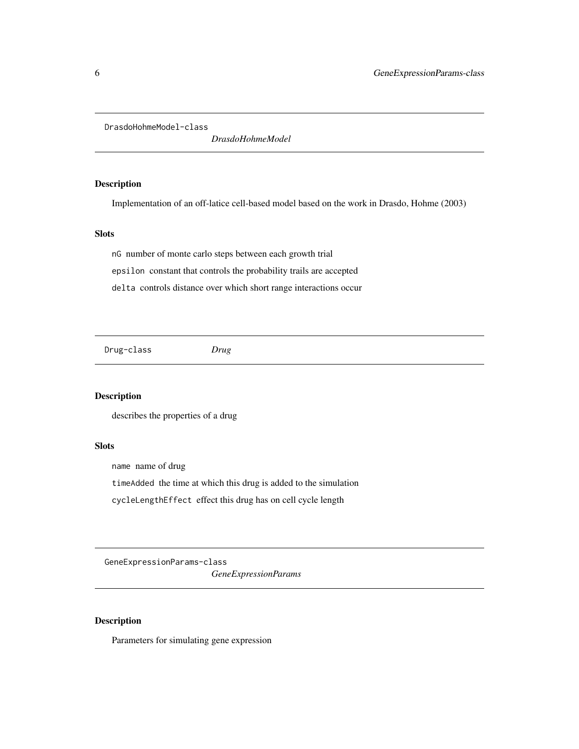## DrasdoHohmeModel-class *DrasdoHohmeModel*

### Description

Implementation of an off-latice cell-based model based on the work in Drasdo, Hohme (2003)

### Slots

`nG` number of monte carlo steps between each growth trial

`epsilon` constant that controls the probability trails are accepted

`delta` controls distance over which short range interactions occur

## Drug-class *Drug*

### Description

describes the properties of a drug

### Slots

`name` name of drug

`timeAdded` the time at which this drug is added to the simulation

`cycleLengthEffect` effect this drug has on cell cycle length

## GeneExpressionParams-class *GeneExpressionParams*

### Description

Parameters for simulating gene expression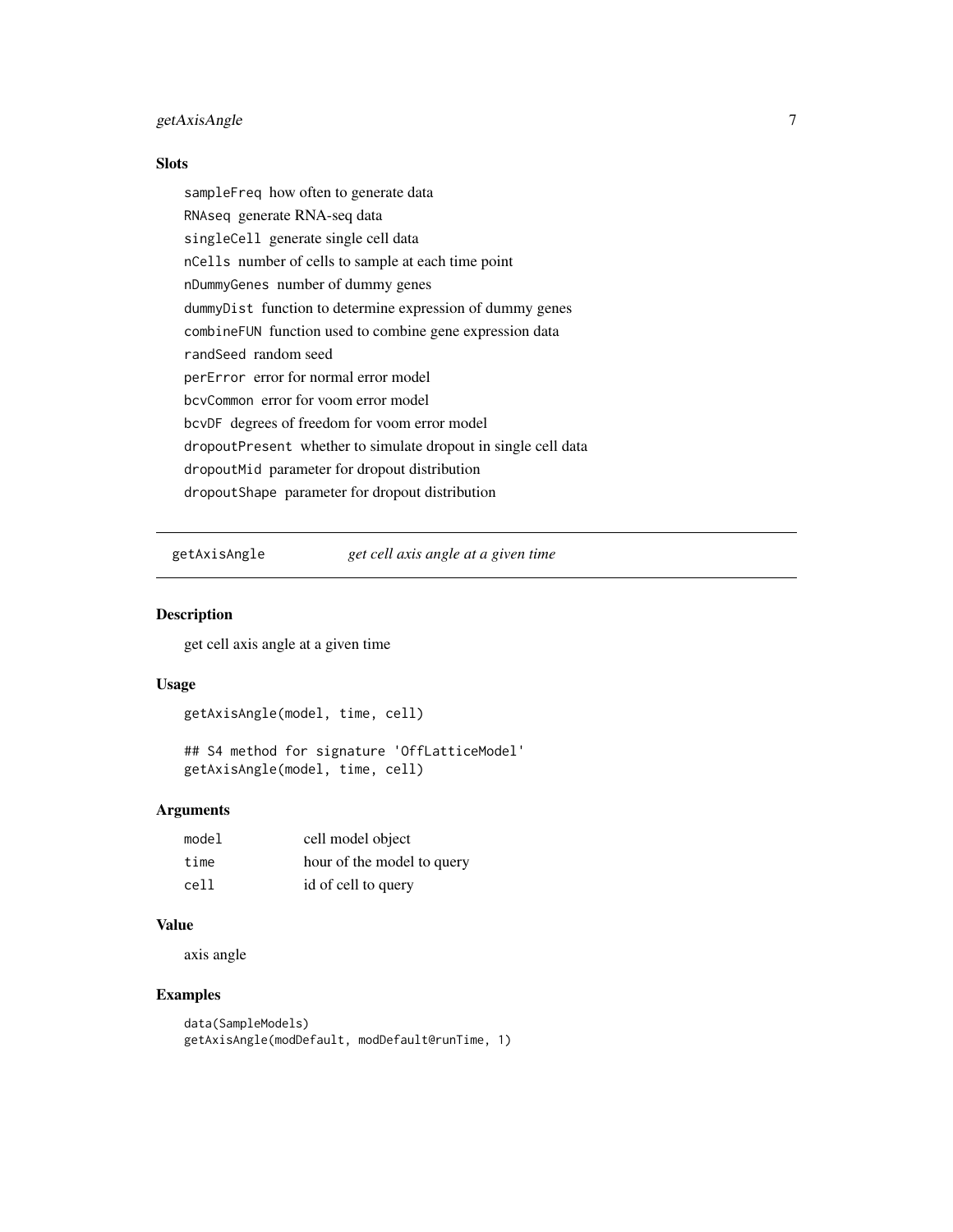### Slots

- `sampleFreq` how often to generate data
- `RNAseq` generate RNA-seq data
- `singleCell` generate single cell data
- `nCells` number of cells to sample at each time point
- `nDummyGenes` number of dummy genes
- `dummyDist` function to determine expression of dummy genes
- `combineFUN` function used to combine gene expression data
- `randSeed` random seed
- `perError` error for normal error model
- `bcvCommon` error for voom error model
- `bcvDF` degrees of freedom for voom error model
- `dropoutPresent` whether to simulate dropout in single cell data
- `dropoutMid` parameter for dropout distribution
- `dropoutShape` parameter for dropout distribution

---

## getAxisAngle *get cell axis angle at a given time*

---

### Description

get cell axis angle at a given time

### Usage

```
getAxisAngle(model, time, cell)

## S4 method for signature 'OffLatticeModel'
getAxisAngle(model, time, cell)
```

### Arguments

| | |
|---|---|
| `model` | cell model object |
| `time` | hour of the model to query |
| `cell` | id of cell to query |

### Value

axis angle

### Examples

```
data(SampleModels)
getAxisAngle(modDefault, modDefault@runTime, 1)
```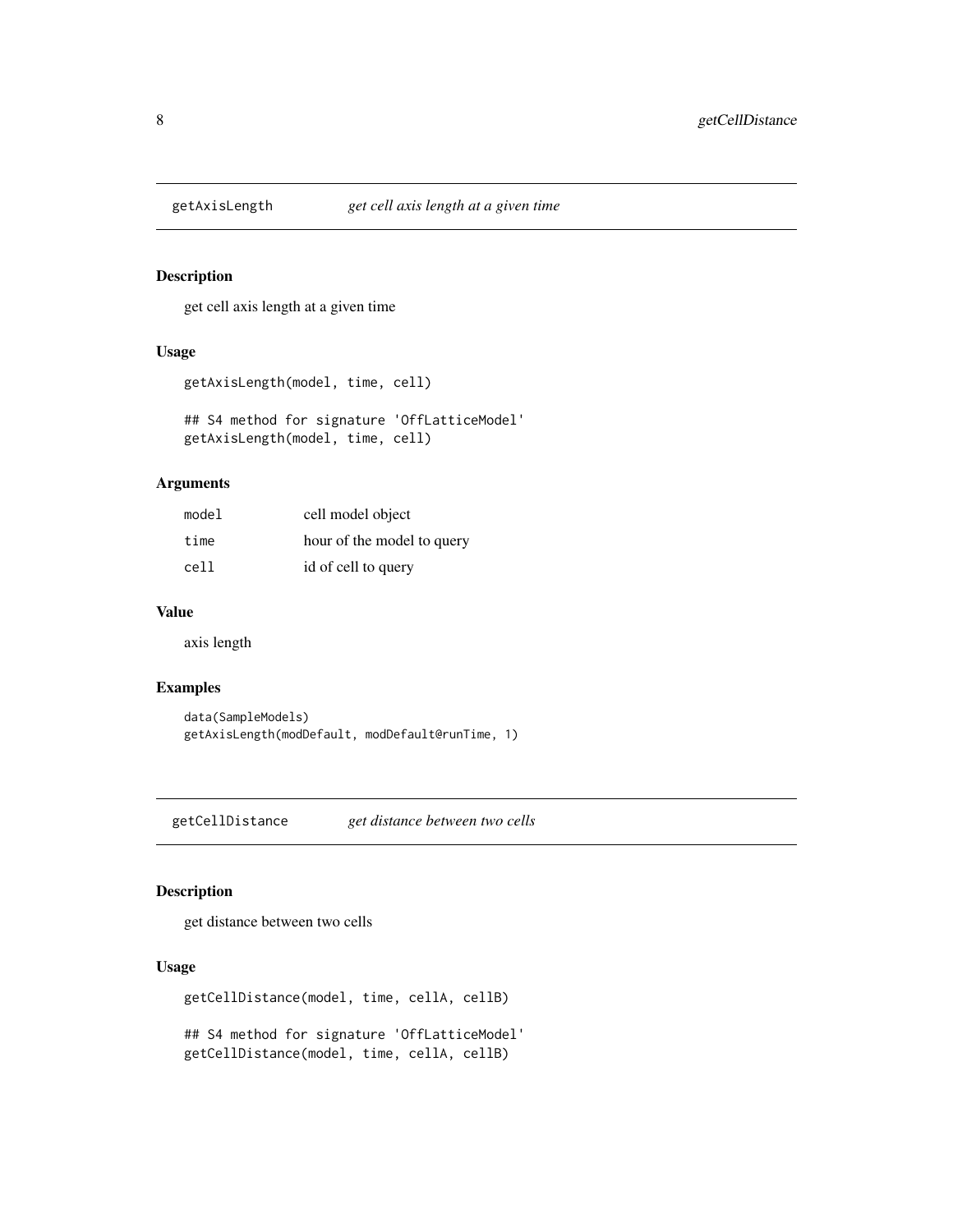## getAxisLength *get cell axis length at a given time*

### Description

get cell axis length at a given time

### Usage

```
getAxisLength(model, time, cell)

## S4 method for signature 'OffLatticeModel'
getAxisLength(model, time, cell)
```

### Arguments

| | |
|---|---|
| `model` | cell model object |
| `time` | hour of the model to query |
| `cell` | id of cell to query |

### Value

axis length

### Examples

```
data(SampleModels)
getAxisLength(modDefault, modDefault@runTime, 1)
```

## getCellDistance *get distance between two cells*

### Description

get distance between two cells

### Usage

```
getCellDistance(model, time, cellA, cellB)

## S4 method for signature 'OffLatticeModel'
getCellDistance(model, time, cellA, cellB)
```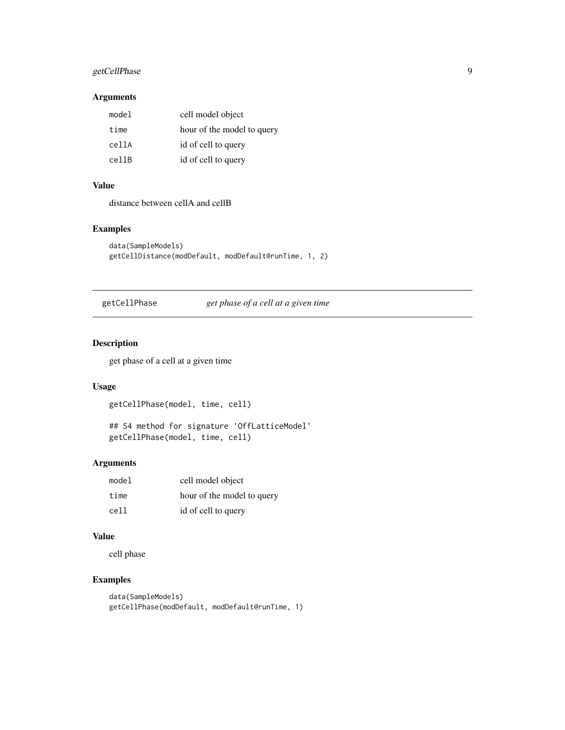### Arguments

| | |
|---|---|
| model | cell model object |
| time | hour of the model to query |
| cellA | id of cell to query |
| cellB | id of cell to query |

### Value

distance between cellA and cellB

### Examples

```
data(SampleModels)
getCellDistance(modDefault, modDefault@runTime, 1, 2)
```

---

## getCellPhase — *get phase of a cell at a given time*

### Description

get phase of a cell at a given time

### Usage

```
getCellPhase(model, time, cell)

## S4 method for signature 'OffLatticeModel'
getCellPhase(model, time, cell)
```

### Arguments

| | |
|---|---|
| model | cell model object |
| time | hour of the model to query |
| cell | id of cell to query |

### Value

cell phase

### Examples

```
data(SampleModels)
getCellPhase(modDefault, modDefault@runTime, 1)
```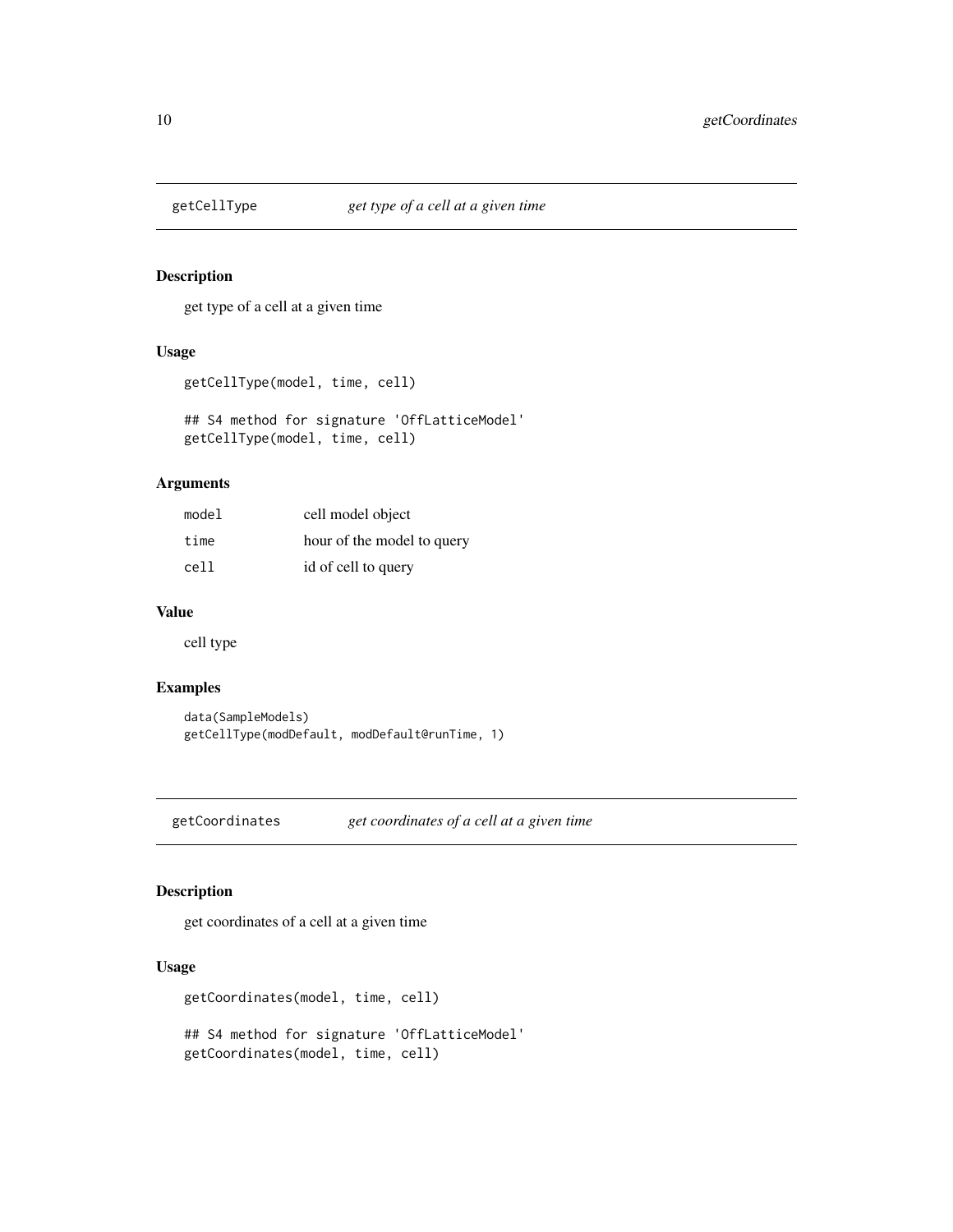## getCellType *get type of a cell at a given time*

### Description

get type of a cell at a given time

### Usage

```
getCellType(model, time, cell)

## S4 method for signature 'OffLatticeModel'
getCellType(model, time, cell)
```

### Arguments

| | |
|---|---|
| model | cell model object |
| time | hour of the model to query |
| cell | id of cell to query |

### Value

cell type

### Examples

```
data(SampleModels)
getCellType(modDefault, modDefault@runTime, 1)
```

## getCoordinates *get coordinates of a cell at a given time*

### Description

get coordinates of a cell at a given time

### Usage

```
getCoordinates(model, time, cell)

## S4 method for signature 'OffLatticeModel'
getCoordinates(model, time, cell)
```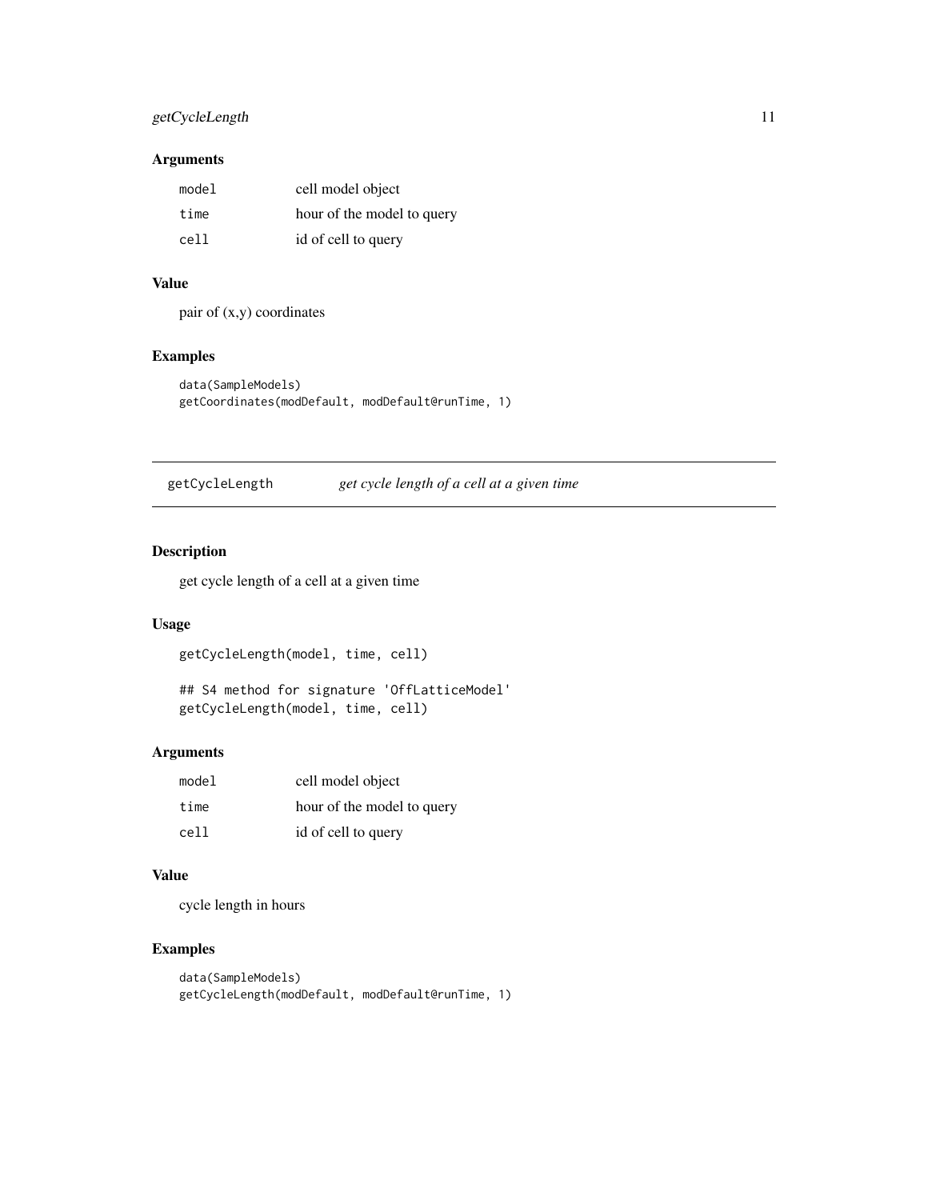## Arguments

| | |
|---|---|
| model | cell model object |
| time | hour of the model to query |
| cell | id of cell to query |

## Value

pair of (x,y) coordinates

## Examples

```
data(SampleModels)
getCoordinates(modDefault, modDefault@runTime, 1)
```

---

# getCycleLength *get cycle length of a cell at a given time*

## Description

get cycle length of a cell at a given time

## Usage

```
getCycleLength(model, time, cell)

## S4 method for signature 'OffLatticeModel'
getCycleLength(model, time, cell)
```

## Arguments

| | |
|---|---|
| model | cell model object |
| time | hour of the model to query |
| cell | id of cell to query |

## Value

cycle length in hours

## Examples

```
data(SampleModels)
getCycleLength(modDefault, modDefault@runTime, 1)
```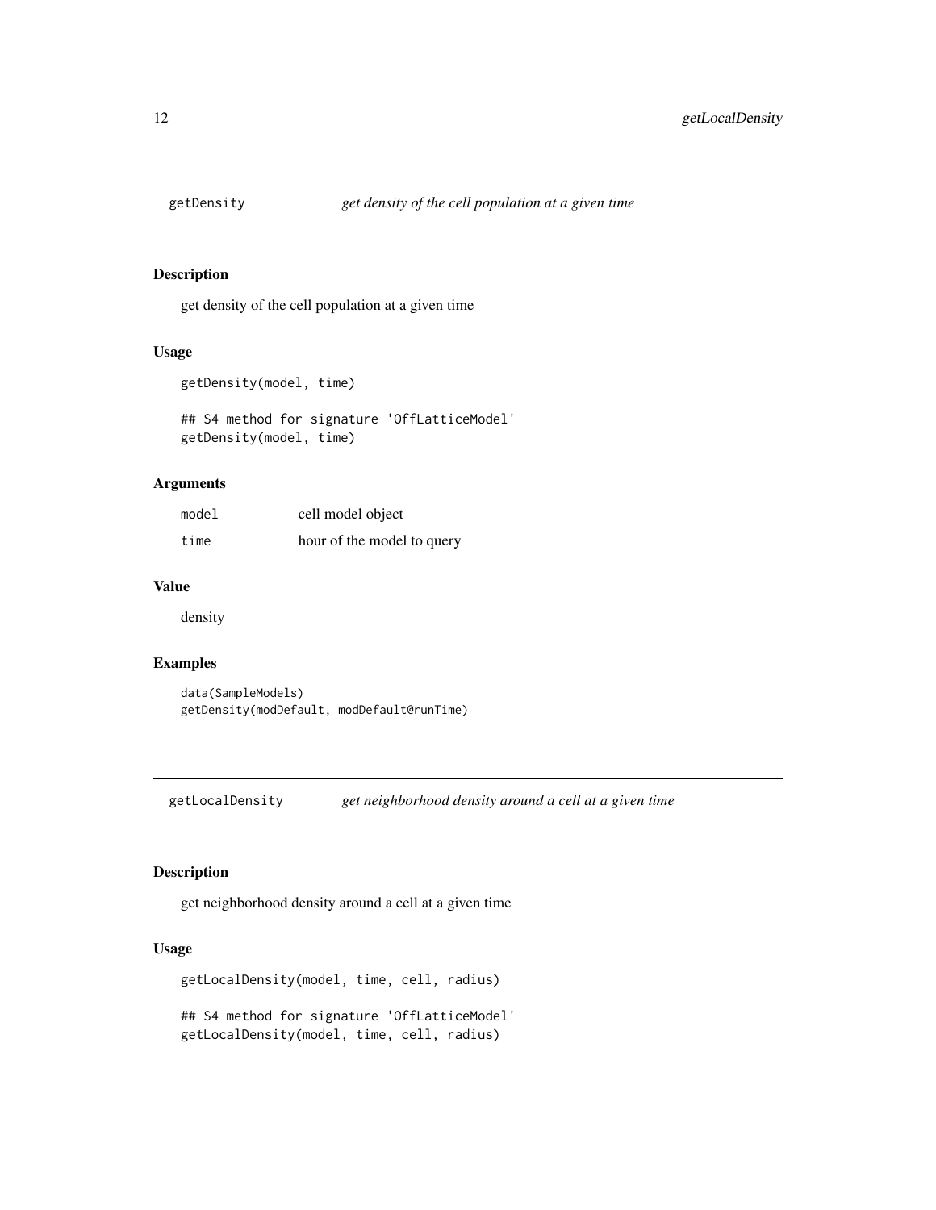## getDensity *get density of the cell population at a given time*

### Description

get density of the cell population at a given time

### Usage

```
getDensity(model, time)

## S4 method for signature 'OffLatticeModel'
getDensity(model, time)
```

### Arguments

| | |
|---|---|
| model | cell model object |
| time | hour of the model to query |

### Value

density

### Examples

```
data(SampleModels)
getDensity(modDefault, modDefault@runTime)
```

## getLocalDensity *get neighborhood density around a cell at a given time*

### Description

get neighborhood density around a cell at a given time

### Usage

```
getLocalDensity(model, time, cell, radius)

## S4 method for signature 'OffLatticeModel'
getLocalDensity(model, time, cell, radius)
```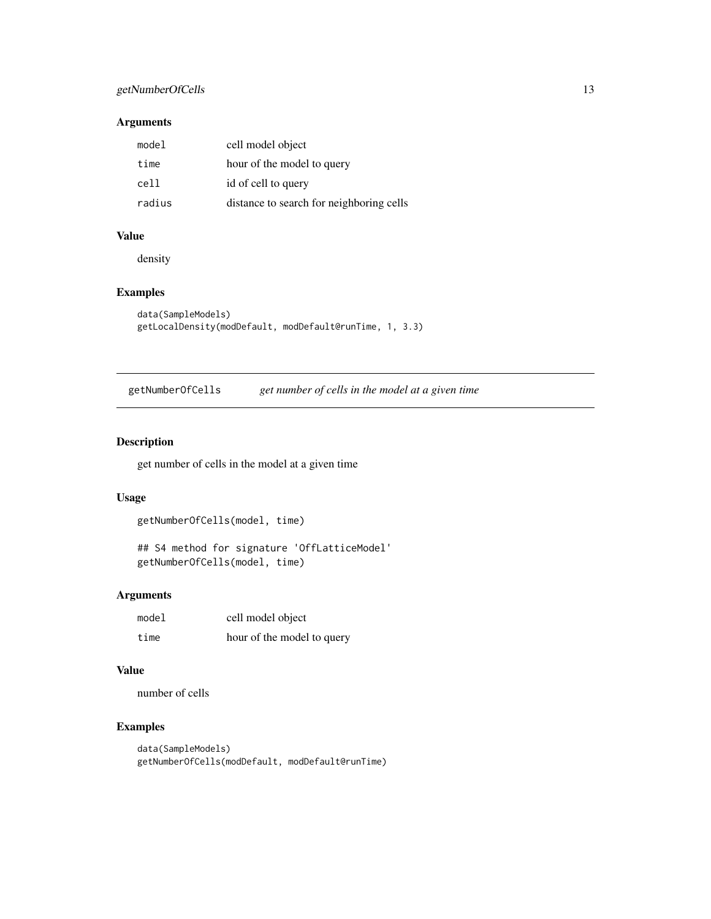## Arguments

| | |
|---|---|
| model | cell model object |
| time | hour of the model to query |
| cell | id of cell to query |
| radius | distance to search for neighboring cells |

## Value

density

## Examples

```
data(SampleModels)
getLocalDensity(modDefault, modDefault@runTime, 1, 3.3)
```

---

# getNumberOfCells *get number of cells in the model at a given time*

## Description

get number of cells in the model at a given time

## Usage

```
getNumberOfCells(model, time)

## S4 method for signature 'OffLatticeModel'
getNumberOfCells(model, time)
```

## Arguments

| | |
|---|---|
| model | cell model object |
| time | hour of the model to query |

## Value

number of cells

## Examples

```
data(SampleModels)
getNumberOfCells(modDefault, modDefault@runTime)
```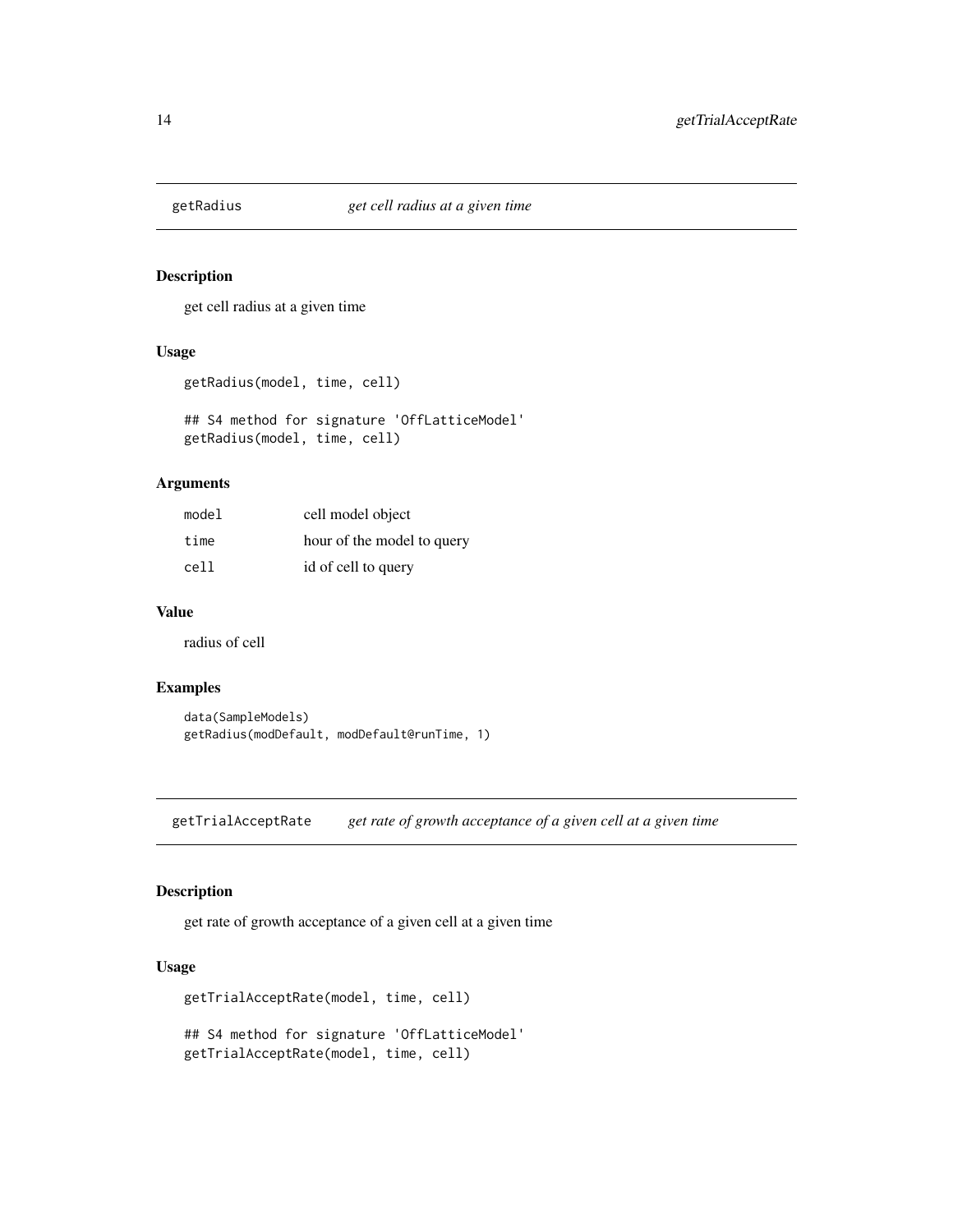## getRadius *get cell radius at a given time*

### Description

get cell radius at a given time

### Usage

```
getRadius(model, time, cell)

## S4 method for signature 'OffLatticeModel'
getRadius(model, time, cell)
```

### Arguments

| | |
|---|---|
| model | cell model object |
| time | hour of the model to query |
| cell | id of cell to query |

### Value

radius of cell

### Examples

```
data(SampleModels)
getRadius(modDefault, modDefault@runTime, 1)
```

## getTrialAcceptRate *get rate of growth acceptance of a given cell at a given time*

### Description

get rate of growth acceptance of a given cell at a given time

### Usage

```
getTrialAcceptRate(model, time, cell)

## S4 method for signature 'OffLatticeModel'
getTrialAcceptRate(model, time, cell)
```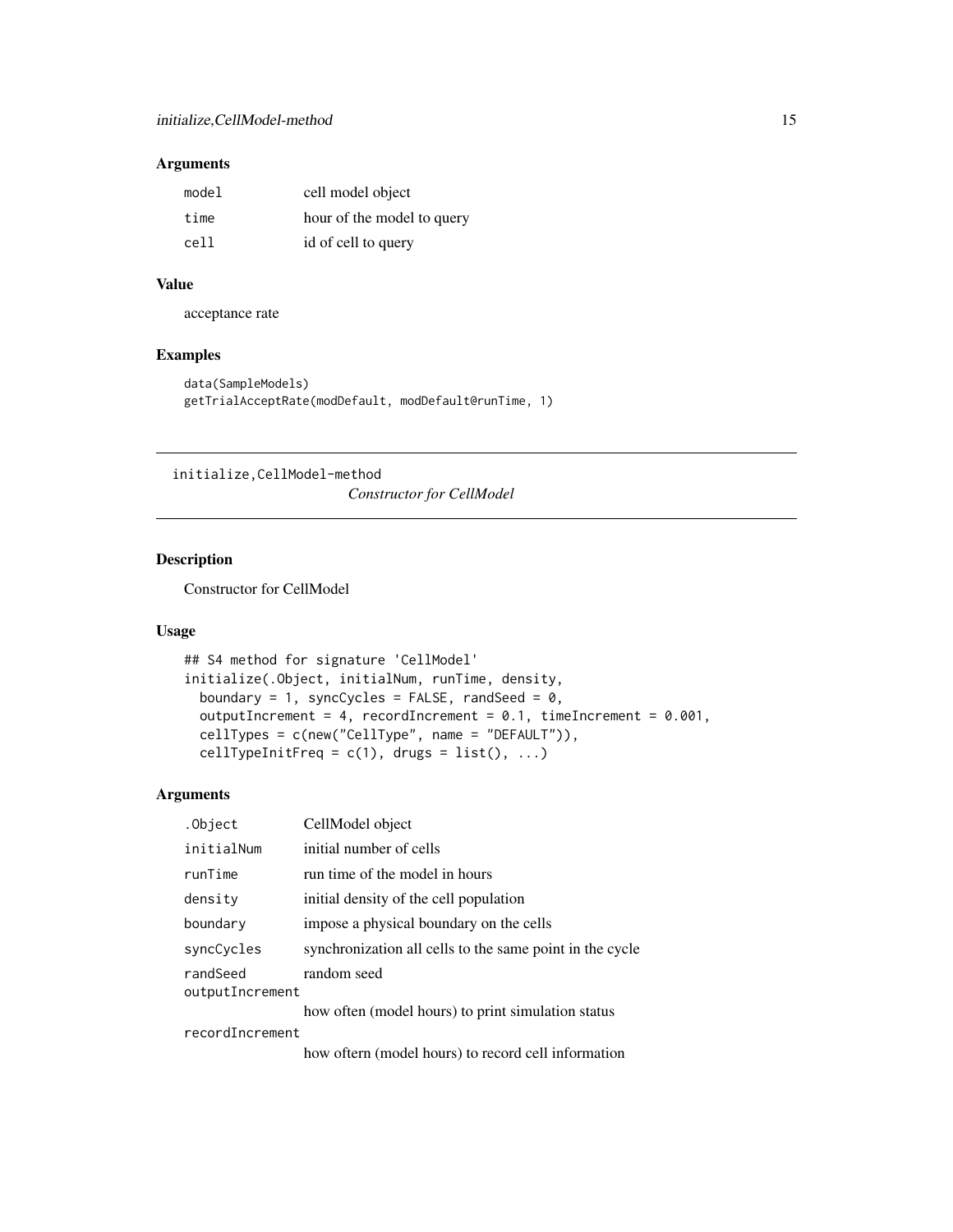## Arguments

| | |
|---|---|
| model | cell model object |
| time | hour of the model to query |
| cell | id of cell to query |

## Value

acceptance rate

## Examples

```
data(SampleModels)
getTrialAcceptRate(modDefault, modDefault@runTime, 1)
```

---

# initialize,CellModel-method

*Constructor for CellModel*

---

## Description

Constructor for CellModel

## Usage

```
## S4 method for signature 'CellModel'
initialize(.Object, initialNum, runTime, density,
  boundary = 1, syncCycles = FALSE, randSeed = 0,
  outputIncrement = 4, recordIncrement = 0.1, timeIncrement = 0.001,
  cellTypes = c(new("CellType", name = "DEFAULT")),
  cellTypeInitFreq = c(1), drugs = list(), ...)
```

## Arguments

| | |
|---|---|
| .Object | CellModel object |
| initialNum | initial number of cells |
| runTime | run time of the model in hours |
| density | initial density of the cell population |
| boundary | impose a physical boundary on the cells |
| syncCycles | synchronization all cells to the same point in the cycle |
| randSeed | random seed |
| outputIncrement | how often (model hours) to print simulation status |
| recordIncrement | how oftern (model hours) to record cell information |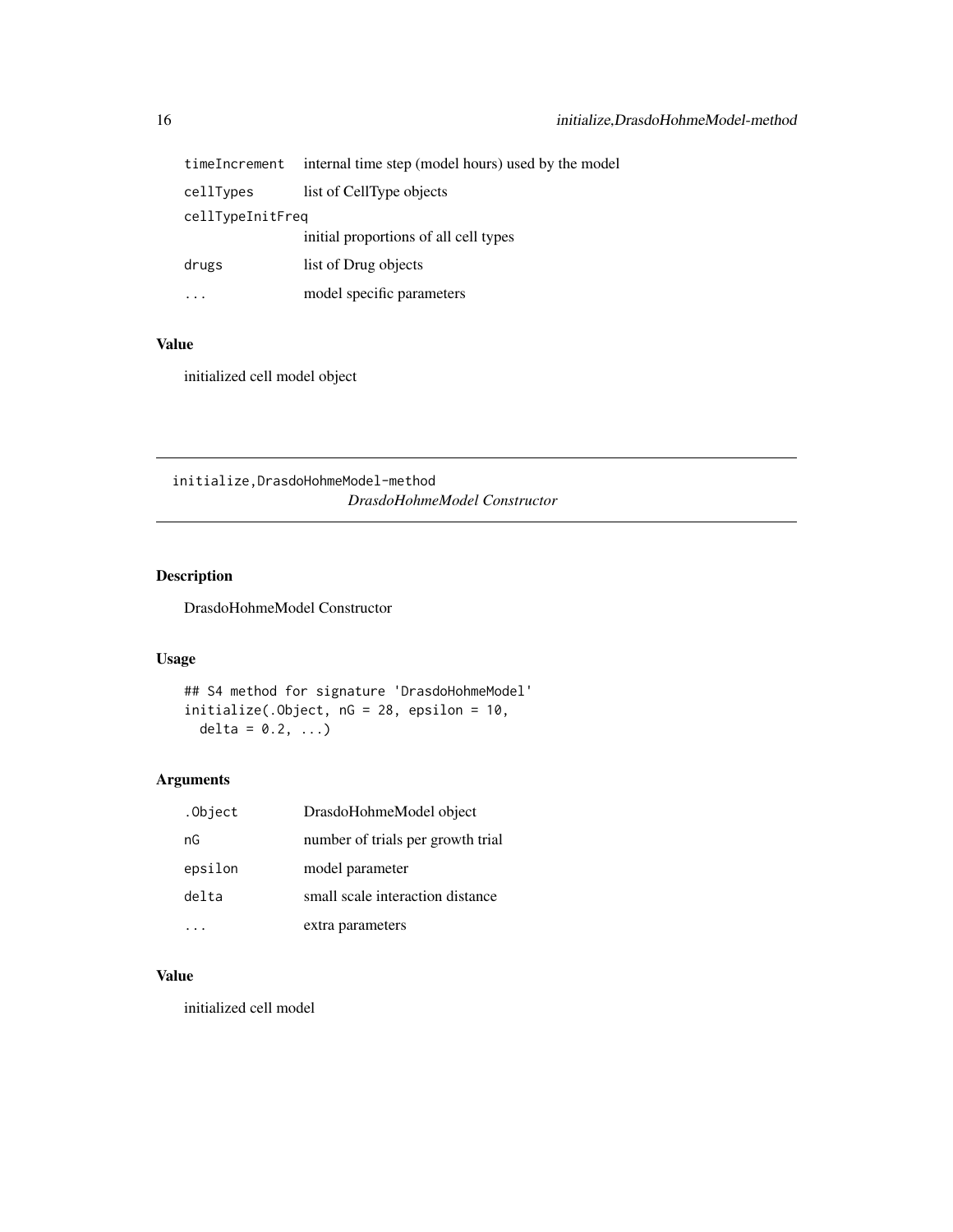| | |
|---|---|
| timeIncrement | internal time step (model hours) used by the model |
| cellTypes | list of CellType objects |
| cellTypeInitFreq | initial proportions of all cell types |
| drugs | list of Drug objects |
| ... | model specific parameters |

### Value

initialized cell model object

---

## initialize,DrasdoHohmeModel-method

*DrasdoHohmeModel Constructor*

---

### Description

DrasdoHohmeModel Constructor

### Usage

```
## S4 method for signature 'DrasdoHohmeModel'
initialize(.Object, nG = 28, epsilon = 10,
  delta = 0.2, ...)
```

### Arguments

| | |
|---|---|
| .Object | DrasdoHohmeModel object |
| nG | number of trials per growth trial |
| epsilon | model parameter |
| delta | small scale interaction distance |
| ... | extra parameters |

### Value

initialized cell model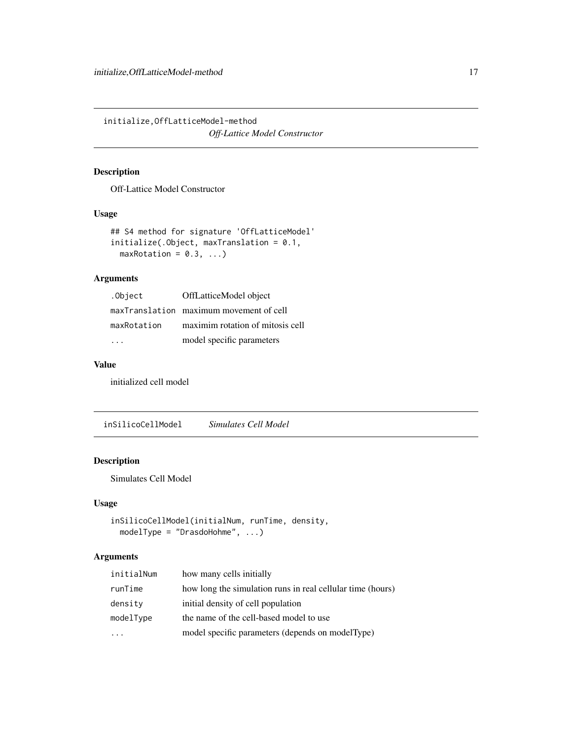## initialize,OffLatticeModel-method *Off-Lattice Model Constructor*

### Description

Off-Lattice Model Constructor

### Usage

```
## S4 method for signature 'OffLatticeModel'
initialize(.Object, maxTranslation = 0.1,
  maxRotation = 0.3, ...)
```

### Arguments

| | |
|---|---|
| .Object | OffLatticeModel object |
| maxTranslation | maximum movement of cell |
| maxRotation | maximim rotation of mitosis cell |
| ... | model specific parameters |

### Value

initialized cell model

## inSilicoCellModel *Simulates Cell Model*

### Description

Simulates Cell Model

### Usage

```
inSilicoCellModel(initialNum, runTime, density,
  modelType = "DrasdoHohme", ...)
```

### Arguments

| | |
|---|---|
| initialNum | how many cells initially |
| runTime | how long the simulation runs in real cellular time (hours) |
| density | initial density of cell population |
| modelType | the name of the cell-based model to use |
| ... | model specific parameters (depends on modelType) |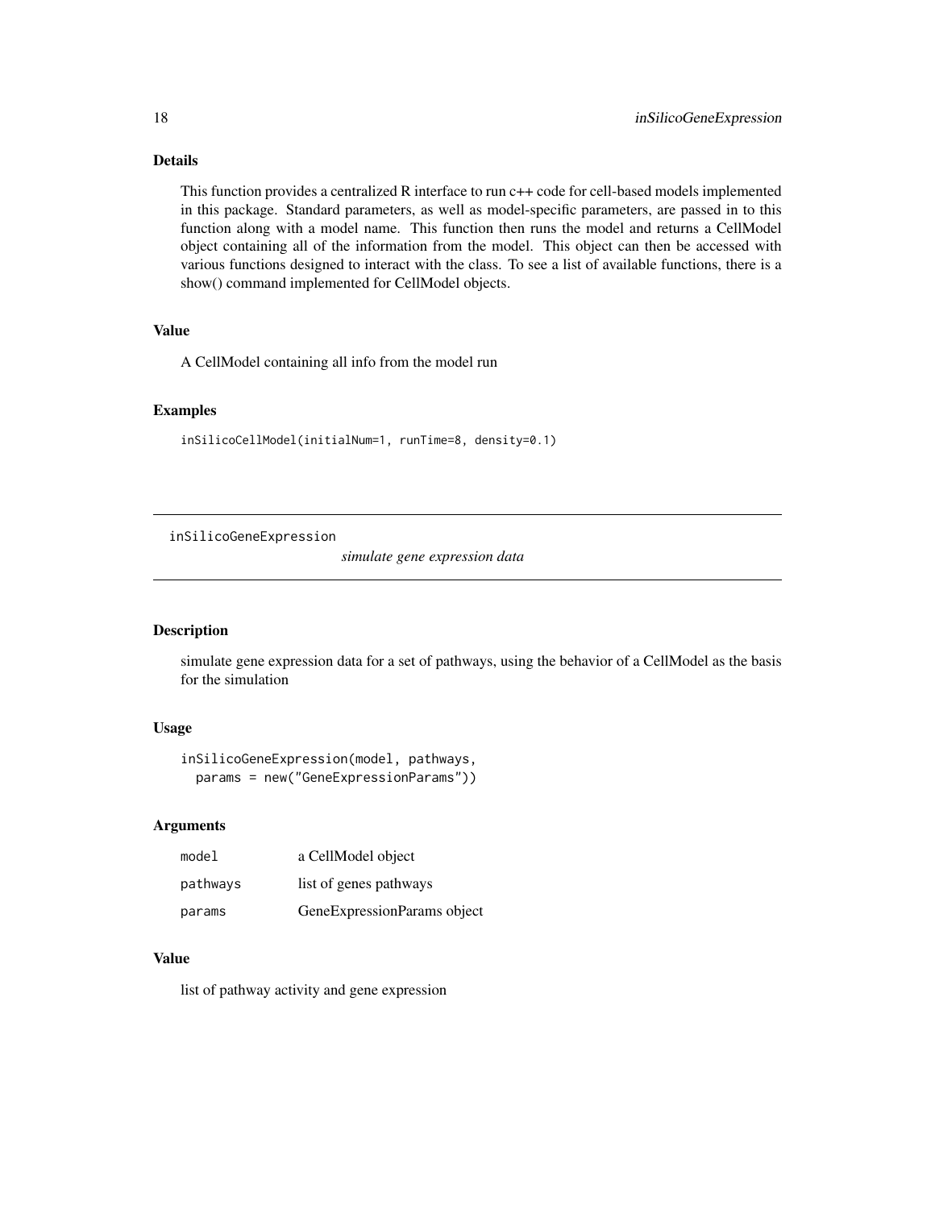### Details

This function provides a centralized R interface to run c++ code for cell-based models implemented in this package. Standard parameters, as well as model-specific parameters, are passed in to this function along with a model name. This function then runs the model and returns a CellModel object containing all of the information from the model. This object can then be accessed with various functions designed to interact with the class. To see a list of available functions, there is a show() command implemented for CellModel objects.

### Value

A CellModel containing all info from the model run

### Examples

```
inSilicoCellModel(initialNum=1, runTime=8, density=0.1)
```

---

## inSilicoGeneExpression    *simulate gene expression data*

---

### Description

simulate gene expression data for a set of pathways, using the behavior of a CellModel as the basis for the simulation

### Usage

```
inSilicoGeneExpression(model, pathways,
  params = new("GeneExpressionParams"))
```

### Arguments

| | |
|---|---|
| model | a CellModel object |
| pathways | list of genes pathways |
| params | GeneExpressionParams object |

### Value

list of pathway activity and gene expression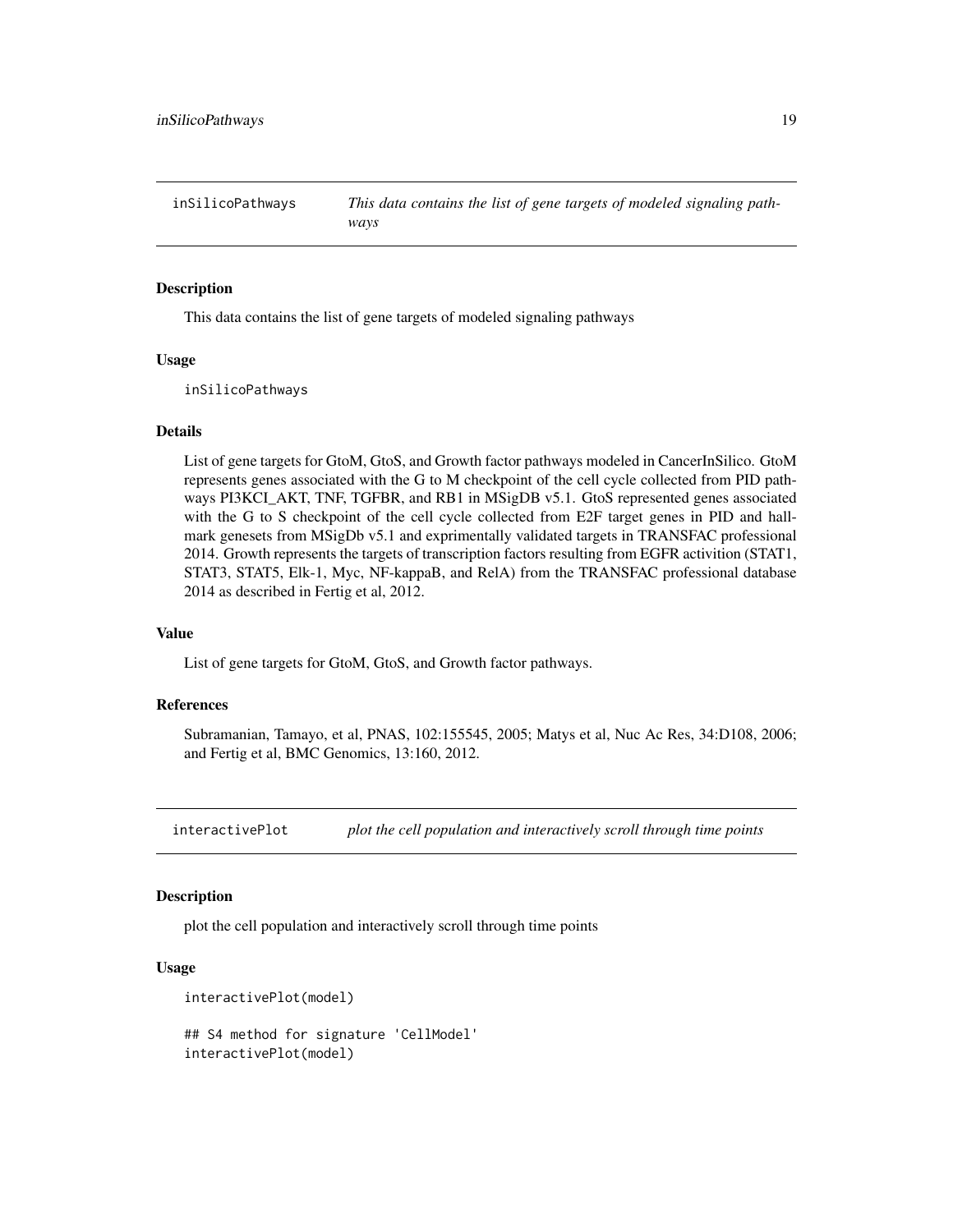## inSilicoPathways *This data contains the list of gene targets of modeled signaling pathways*

### Description

This data contains the list of gene targets of modeled signaling pathways

### Usage

```
inSilicoPathways
```

### Details

List of gene targets for GtoM, GtoS, and Growth factor pathways modeled in CancerInSilico. GtoM represents genes associated with the G to M checkpoint of the cell cycle collected from PID pathways PI3KCI_AKT, TNF, TGFBR, and RB1 in MSigDB v5.1. GtoS represented genes associated with the G to S checkpoint of the cell cycle collected from E2F target genes in PID and hallmark genesets from MSigDb v5.1 and exprimentally validated targets in TRANSFAC professional 2014. Growth represents the targets of transcription factors resulting from EGFR activition (STAT1, STAT3, STAT5, Elk-1, Myc, NF-kappaB, and RelA) from the TRANSFAC professional database 2014 as described in Fertig et al, 2012.

### Value

List of gene targets for GtoM, GtoS, and Growth factor pathways.

### References

Subramanian, Tamayo, et al, PNAS, 102:155545, 2005; Matys et al, Nuc Ac Res, 34:D108, 2006; and Fertig et al, BMC Genomics, 13:160, 2012.

## interactivePlot *plot the cell population and interactively scroll through time points*

### Description

plot the cell population and interactively scroll through time points

### Usage

```
interactivePlot(model)

## S4 method for signature 'CellModel'
interactivePlot(model)
```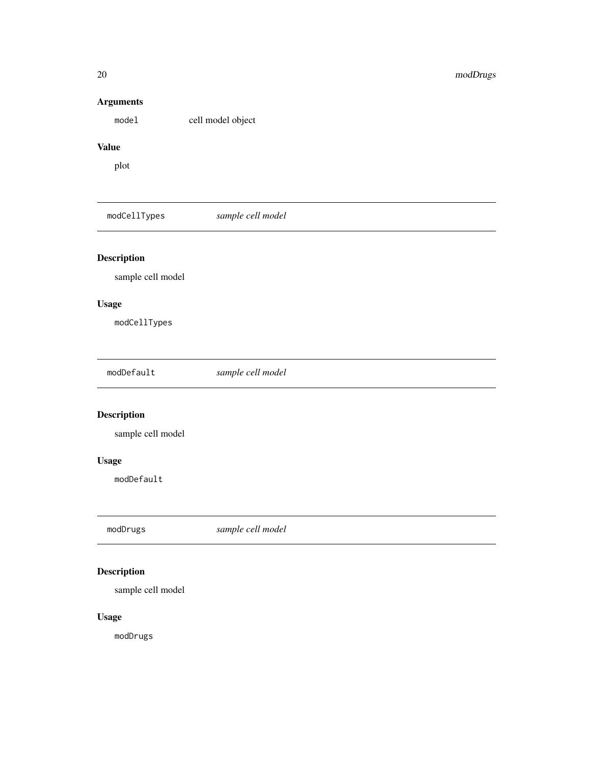### Arguments

| | |
|---|---|
| `model` | cell model object |

### Value

plot

---

## `modCellTypes` *sample cell model*

### Description

sample cell model

### Usage

```
modCellTypes
```

---

## `modDefault` *sample cell model*

### Description

sample cell model

### Usage

```
modDefault
```

---

## `modDrugs` *sample cell model*

### Description

sample cell model

### Usage

```
modDrugs
```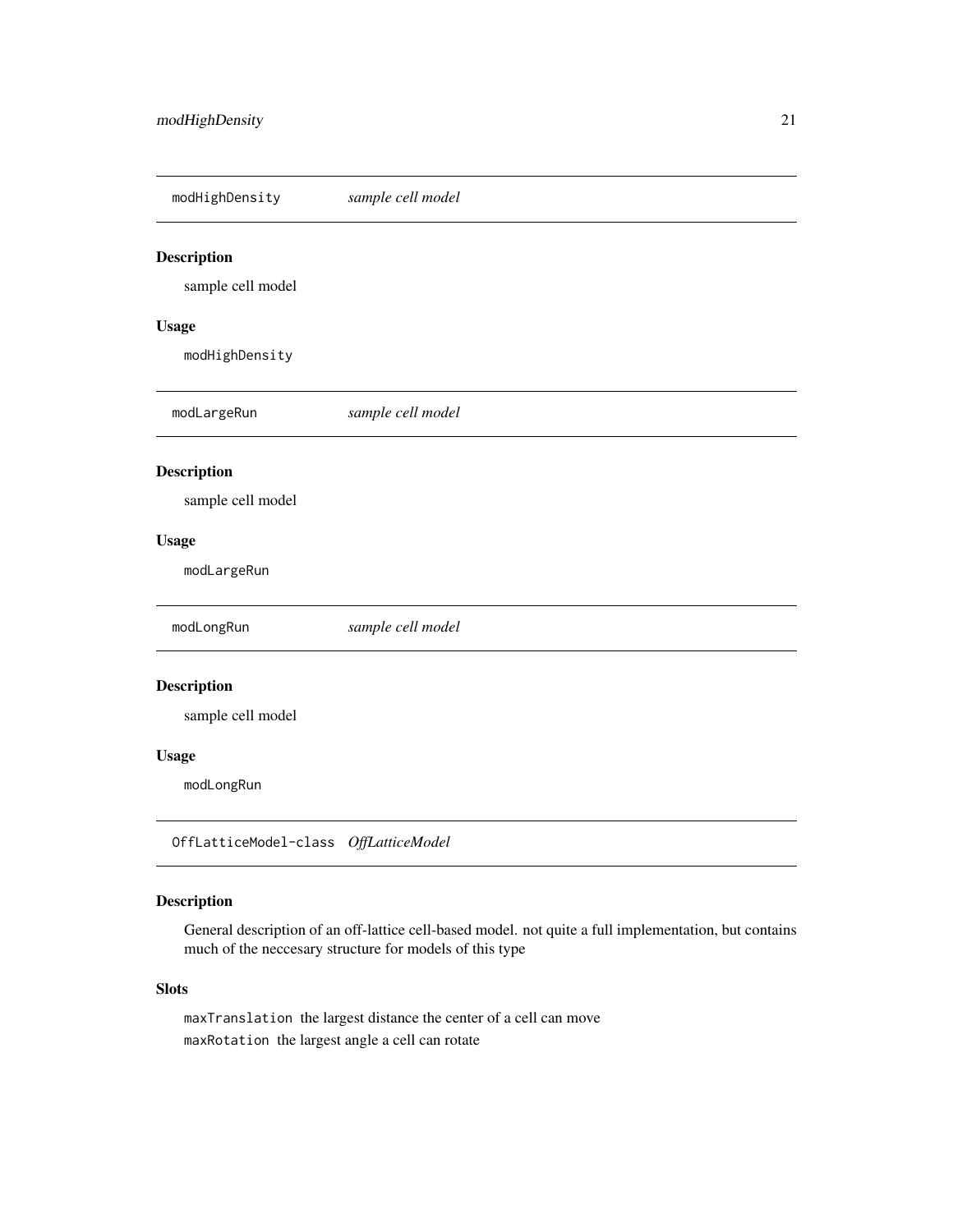## modHighDensity *sample cell model*

### Description

sample cell model

### Usage

```
modHighDensity
```

## modLargeRun *sample cell model*

### Description

sample cell model

### Usage

```
modLargeRun
```

## modLongRun *sample cell model*

### Description

sample cell model

### Usage

```
modLongRun
```

## OffLatticeModel-class *OffLatticeModel*

### Description

General description of an off-lattice cell-based model. not quite a full implementation, but contains much of the neccesary structure for models of this type

### Slots

`maxTranslation` the largest distance the center of a cell can move

`maxRotation` the largest angle a cell can rotate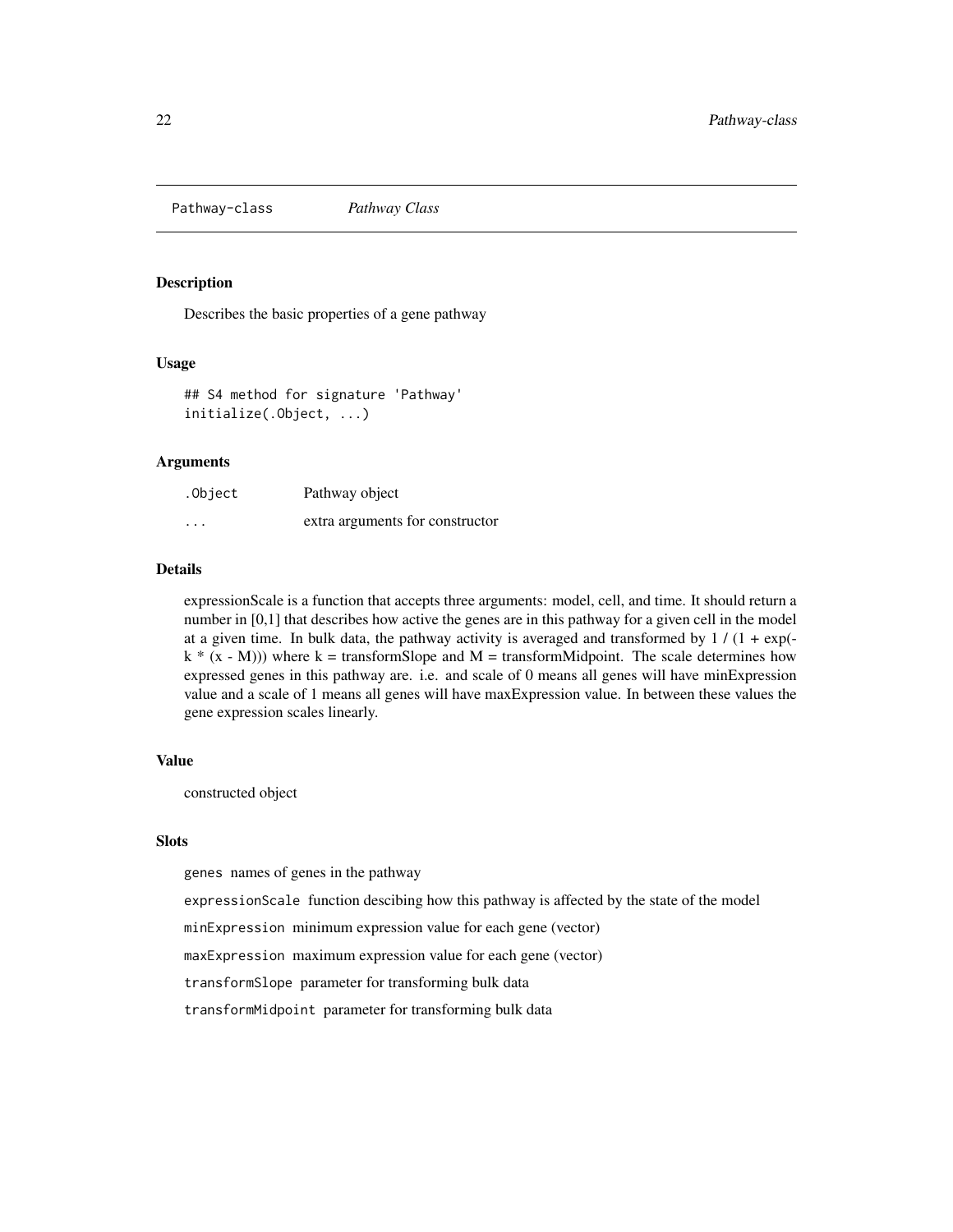## Pathway-class *Pathway Class*

### Description

Describes the basic properties of a gene pathway

### Usage

```
## S4 method for signature 'Pathway'
initialize(.Object, ...)
```

### Arguments

| | |
|---|---|
| `.Object` | Pathway object |
| `...` | extra arguments for constructor |

### Details

expressionScale is a function that accepts three arguments: model, cell, and time. It should return a number in [0,1] that describes how active the genes are in this pathway for a given cell in the model at a given time. In bulk data, the pathway activity is averaged and transformed by $1 / (1 + \exp(-k * (x - M)))$ where $k$ = transformSlope and $M$ = transformMidpoint. The scale determines how expressed genes in this pathway are. i.e. and scale of 0 means all genes will have minExpression value and a scale of 1 means all genes will have maxExpression value. In between these values the gene expression scales linearly.

### Value

constructed object

### Slots

`genes` names of genes in the pathway

`expressionScale` function descibing how this pathway is affected by the state of the model

`minExpression` minimum expression value for each gene (vector)

`maxExpression` maximum expression value for each gene (vector)

`transformSlope` parameter for transforming bulk data

`transformMidpoint` parameter for transforming bulk data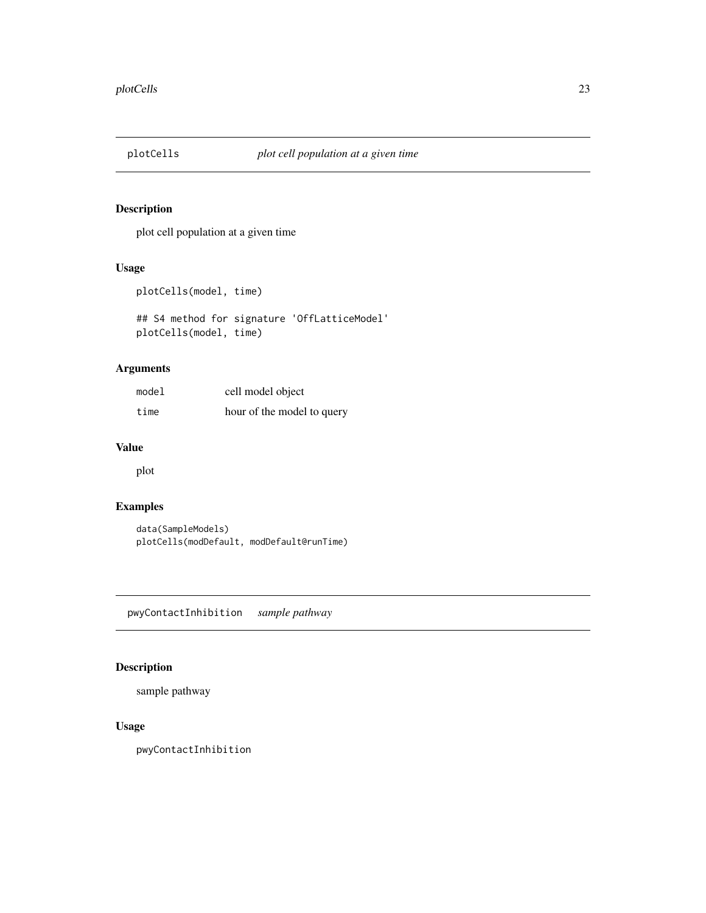## plotCells *plot cell population at a given time*

### Description

plot cell population at a given time

### Usage

```
plotCells(model, time)

## S4 method for signature 'OffLatticeModel'
plotCells(model, time)
```

### Arguments

| | |
|---|---|
| model | cell model object |
| time | hour of the model to query |

### Value

plot

### Examples

```
data(SampleModels)
plotCells(modDefault, modDefault@runTime)
```

## pwyContactInhibition *sample pathway*

### Description

sample pathway

### Usage

```
pwyContactInhibition
```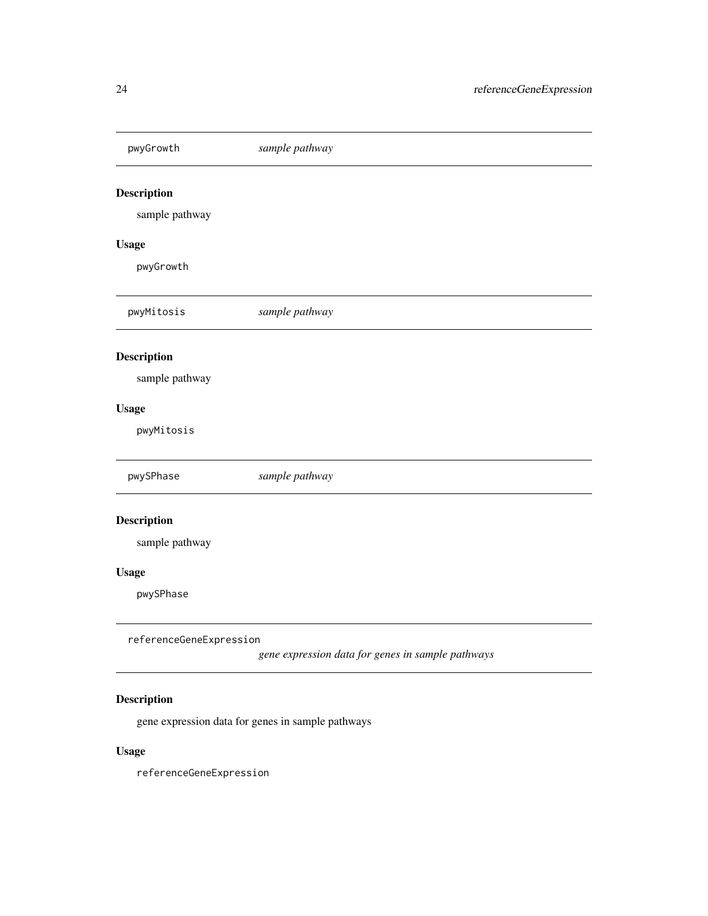## pwyGrowth — *sample pathway*

### Description

sample pathway

### Usage

```
pwyGrowth
```

## pwyMitosis — *sample pathway*

### Description

sample pathway

### Usage

```
pwyMitosis
```

## pwySPhase — *sample pathway*

### Description

sample pathway

### Usage

```
pwySPhase
```

## referenceGeneExpression — *gene expression data for genes in sample pathways*

### Description

gene expression data for genes in sample pathways

### Usage

```
referenceGeneExpression
```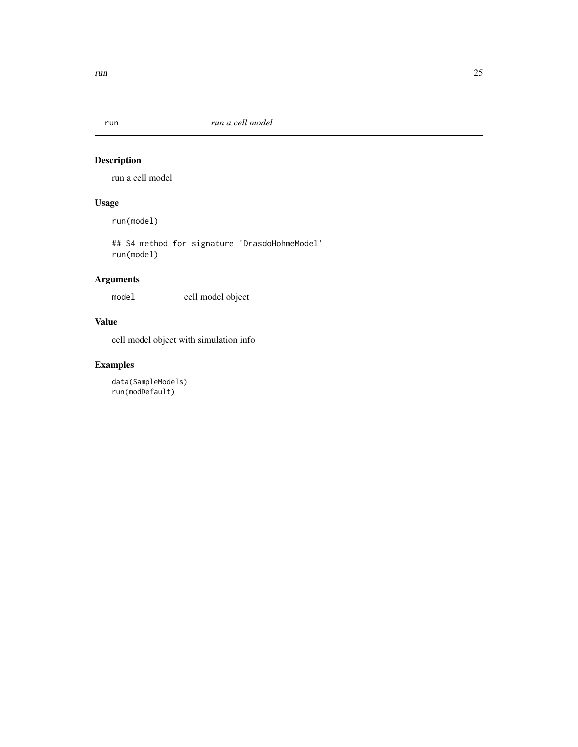## run — *run a cell model*

### Description

run a cell model

### Usage

```
run(model)

## S4 method for signature 'DrasdoHohmeModel'
run(model)
```

### Arguments

| | |
|---|---|
| `model` | cell model object |

### Value

cell model object with simulation info

### Examples

```
data(SampleModels)
run(modDefault)
```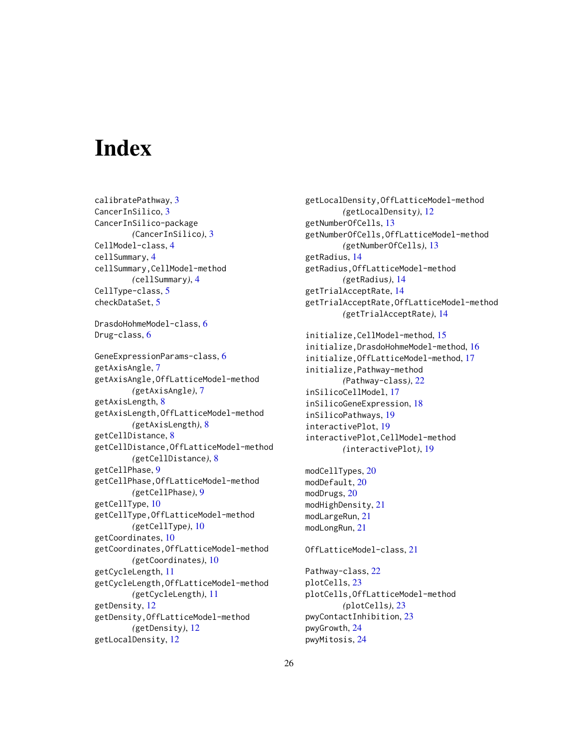# Index

calibratePathway, 3
CancerInSilico, 3
CancerInSilico-package
    *(*CancerInSilico*)*, 3
CellModel-class, 4
cellSummary, 4
cellSummary,CellModel-method
    *(*cellSummary*)*, 4
CellType-class, 5
checkDataSet, 5

DrasdoHohmeModel-class, 6
Drug-class, 6

GeneExpressionParams-class, 6
getAxisAngle, 7
getAxisAngle,OffLatticeModel-method
    *(*getAxisAngle*)*, 7
getAxisLength, 8
getAxisLength,OffLatticeModel-method
    *(*getAxisLength*)*, 8
getCellDistance, 8
getCellDistance,OffLatticeModel-method
    *(*getCellDistance*)*, 8
getCellPhase, 9
getCellPhase,OffLatticeModel-method
    *(*getCellPhase*)*, 9
getCellType, 10
getCellType,OffLatticeModel-method
    *(*getCellType*)*, 10
getCoordinates, 10
getCoordinates,OffLatticeModel-method
    *(*getCoordinates*)*, 10
getCycleLength, 11
getCycleLength,OffLatticeModel-method
    *(*getCycleLength*)*, 11
getDensity, 12
getDensity,OffLatticeModel-method
    *(*getDensity*)*, 12
getLocalDensity, 12
getLocalDensity,OffLatticeModel-method
    *(*getLocalDensity*)*, 12
getNumberOfCells, 13
getNumberOfCells,OffLatticeModel-method
    *(*getNumberOfCells*)*, 13
getRadius, 14
getRadius,OffLatticeModel-method
    *(*getRadius*)*, 14
getTrialAcceptRate, 14
getTrialAcceptRate,OffLatticeModel-method
    *(*getTrialAcceptRate*)*, 14

initialize,CellModel-method, 15
initialize,DrasdoHohmeModel-method, 16
initialize,OffLatticeModel-method, 17
initialize,Pathway-method
    *(*Pathway-class*)*, 22
inSilicoCellModel, 17
inSilicoGeneExpression, 18
inSilicoPathways, 19
interactivePlot, 19
interactivePlot,CellModel-method
    *(*interactivePlot*)*, 19

modCellTypes, 20
modDefault, 20
modDrugs, 20
modHighDensity, 21
modLargeRun, 21
modLongRun, 21

OffLatticeModel-class, 21

Pathway-class, 22
plotCells, 23
plotCells,OffLatticeModel-method
    *(*plotCells*)*, 23
pwyContactInhibition, 23
pwyGrowth, 24
pwyMitosis, 24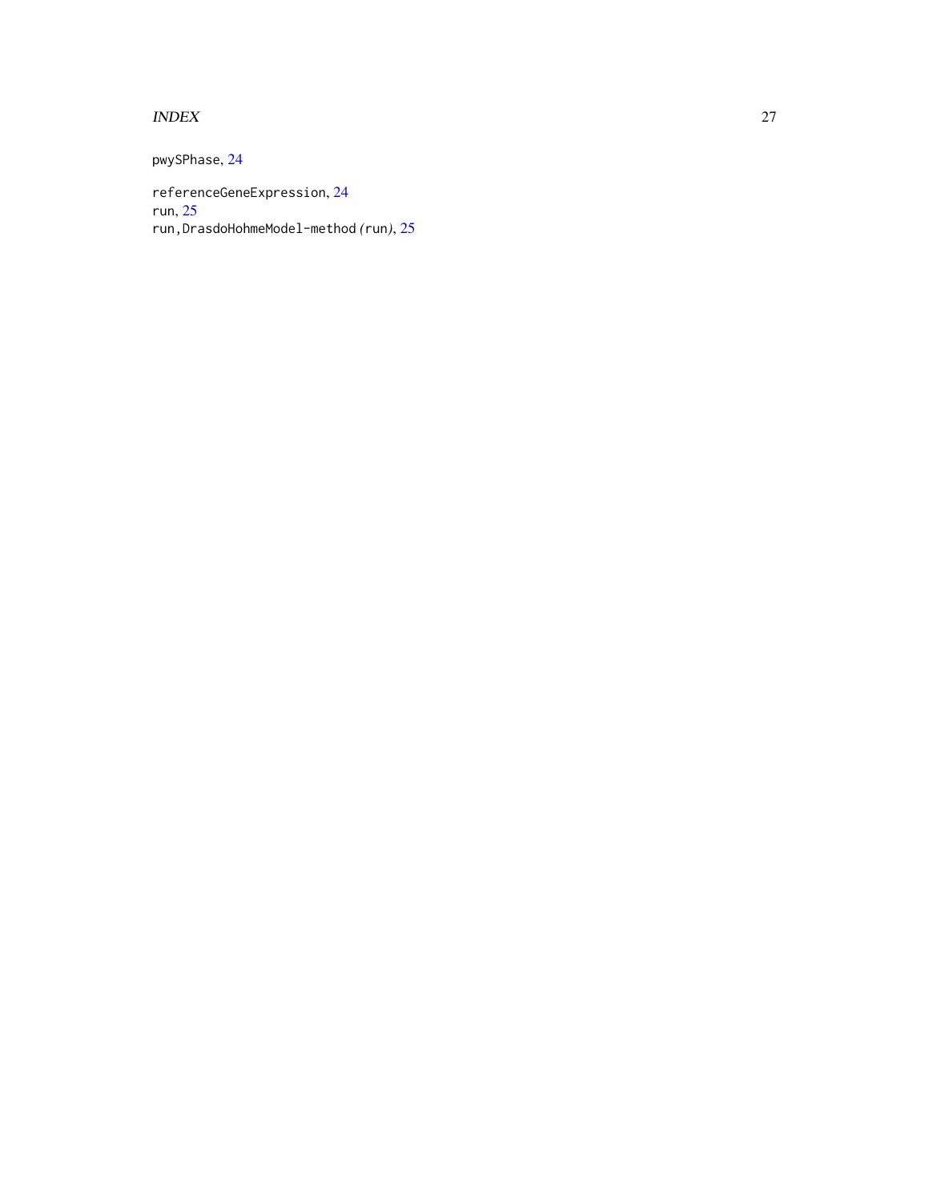pwySPhase, 24

referenceGeneExpression, 24
run, 25
run,DrasdoHohmeModel-method *(*run*)*, 25